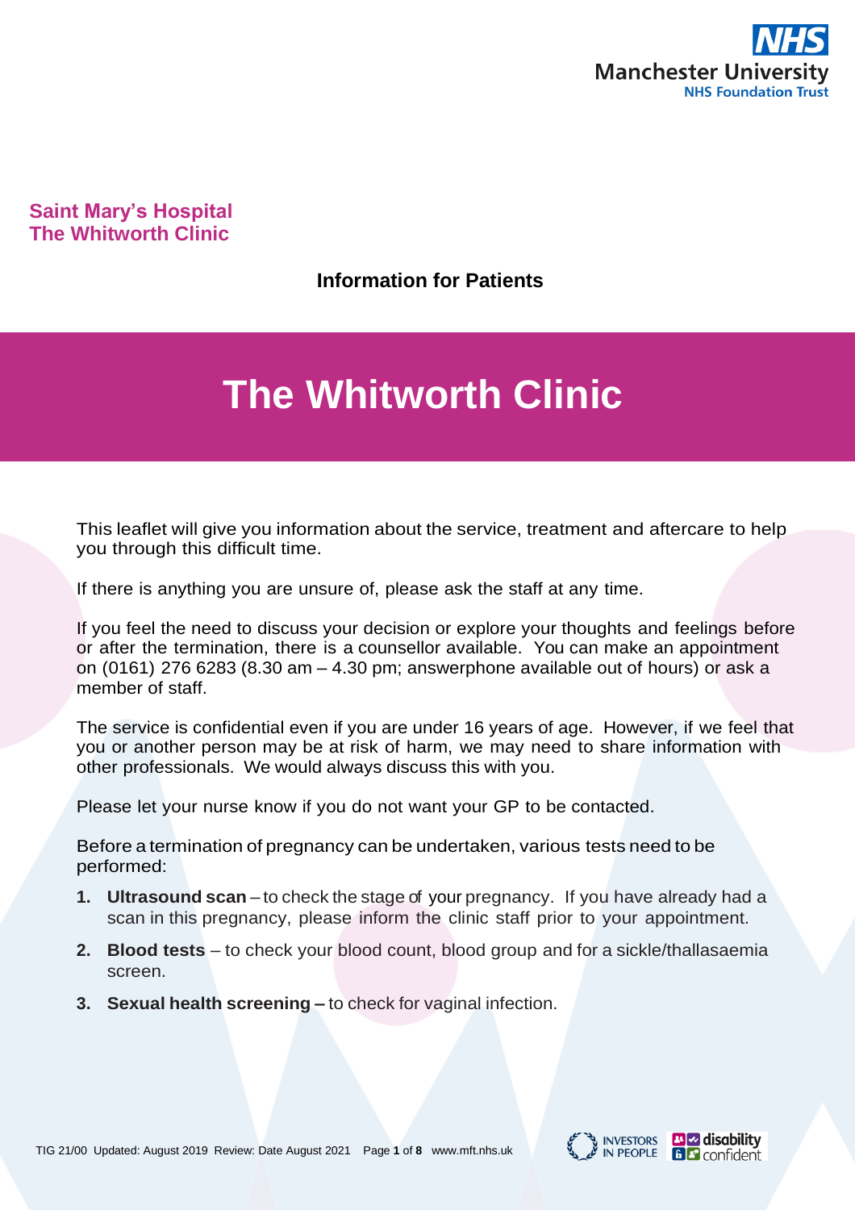**Saint Mary's Hospital**
**The Whitworth Clinic**

**Information for Patients**

# The Whitworth Clinic

This leaflet will give you information about the service, treatment and aftercare to help you through this difficult time.

If there is anything you are unsure of, please ask the staff at any time.

If you feel the need to discuss your decision or explore your thoughts and feelings before or after the termination, there is a counsellor available. You can make an appointment on (0161) 276 6283 (8.30 am – 4.30 pm; answerphone available out of hours) or ask a member of staff.

The service is confidential even if you are under 16 years of age. However, if we feel that you or another person may be at risk of harm, we may need to share information with other professionals. We would always discuss this with you.

Please let your nurse know if you do not want your GP to be contacted.

Before a termination of pregnancy can be undertaken, various tests need to be performed:

1. **Ultrasound scan** – to check the stage of your pregnancy. If you have already had a scan in this pregnancy, please inform the clinic staff prior to your appointment.
2. **Blood tests** – to check your blood count, blood group and for a sickle/thallasaemia screen.
3. **Sexual health screening –** to check for vaginal infection.

TIG 21/00 Updated: August 2019 Review: Date August 2021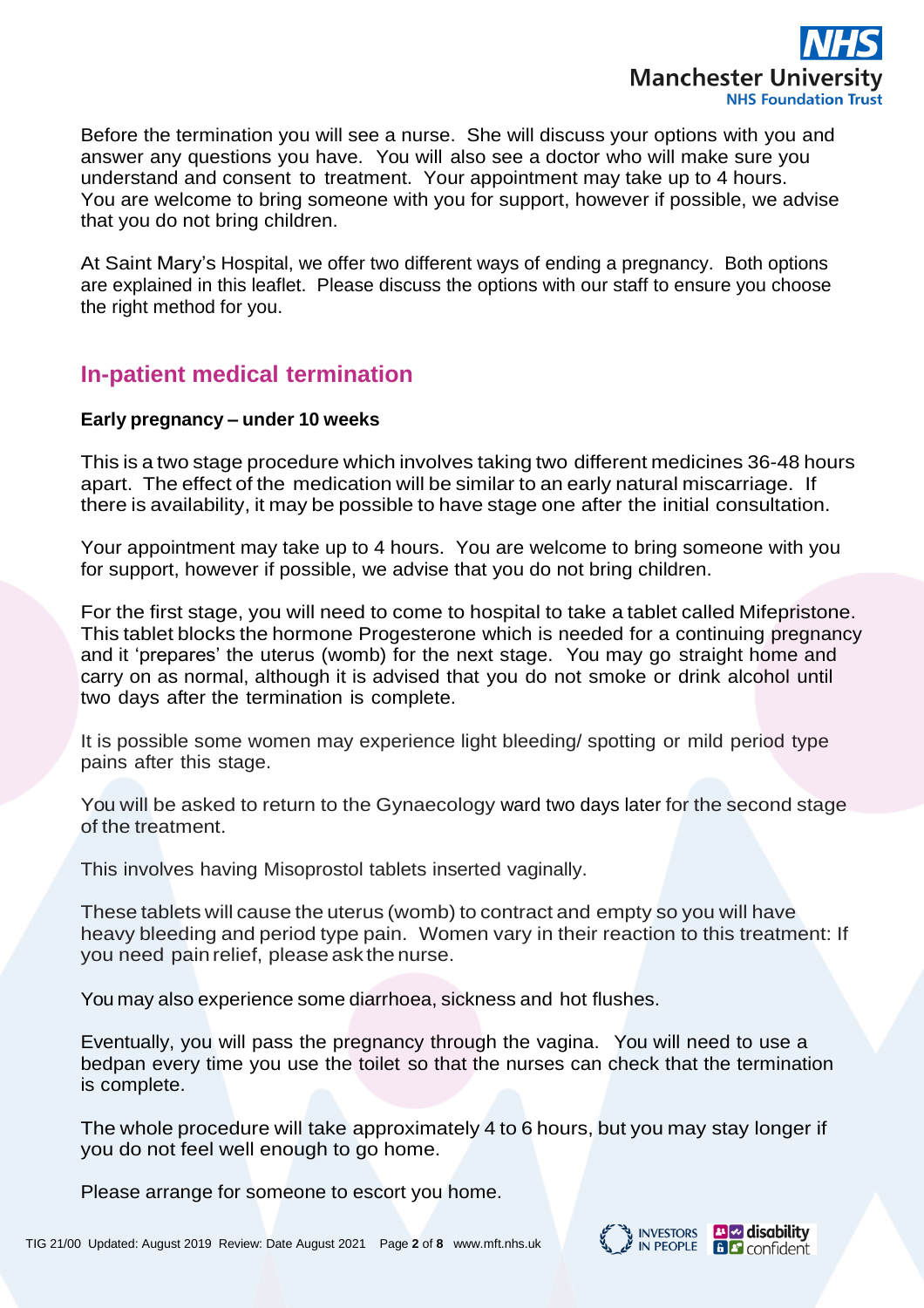Before the termination you will see a nurse. She will discuss your options with you and answer any questions you have. You will also see a doctor who will make sure you understand and consent to treatment. Your appointment may take up to 4 hours. You are welcome to bring someone with you for support, however if possible, we advise that you do not bring children.

At Saint Mary's Hospital, we offer two different ways of ending a pregnancy. Both options are explained in this leaflet. Please discuss the options with our staff to ensure you choose the right method for you.

## In-patient medical termination

**Early pregnancy – under 10 weeks**

This is a two stage procedure which involves taking two different medicines 36-48 hours apart. The effect of the medication will be similar to an early natural miscarriage. If there is availability, it may be possible to have stage one after the initial consultation.

Your appointment may take up to 4 hours. You are welcome to bring someone with you for support, however if possible, we advise that you do not bring children.

For the first stage, you will need to come to hospital to take a tablet called Mifepristone. This tablet blocks the hormone Progesterone which is needed for a continuing pregnancy and it 'prepares' the uterus (womb) for the next stage. You may go straight home and carry on as normal, although it is advised that you do not smoke or drink alcohol until two days after the termination is complete.

It is possible some women may experience light bleeding/ spotting or mild period type pains after this stage.

You will be asked to return to the Gynaecology ward two days later for the second stage of the treatment.

This involves having Misoprostol tablets inserted vaginally.

These tablets will cause the uterus (womb) to contract and empty so you will have heavy bleeding and period type pain. Women vary in their reaction to this treatment: If you need pain relief, please ask the nurse.

You may also experience some diarrhoea, sickness and hot flushes.

Eventually, you will pass the pregnancy through the vagina. You will need to use a bedpan every time you use the toilet so that the nurses can check that the termination is complete.

The whole procedure will take approximately 4 to 6 hours, but you may stay longer if you do not feel well enough to go home.

Please arrange for someone to escort you home.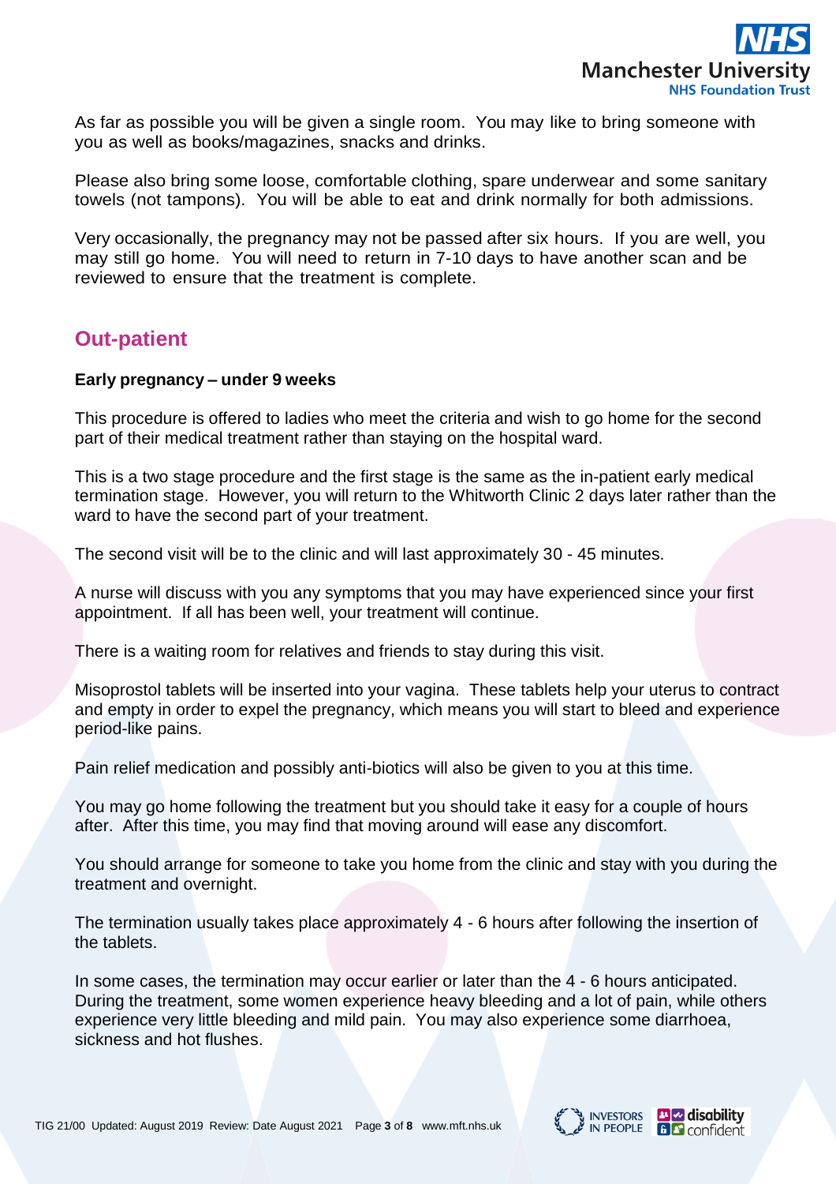As far as possible you will be given a single room. You may like to bring someone with you as well as books/magazines, snacks and drinks.

Please also bring some loose, comfortable clothing, spare underwear and some sanitary towels (not tampons). You will be able to eat and drink normally for both admissions.

Very occasionally, the pregnancy may not be passed after six hours. If you are well, you may still go home. You will need to return in 7-10 days to have another scan and be reviewed to ensure that the treatment is complete.

## Out-patient

**Early pregnancy – under 9 weeks**

This procedure is offered to ladies who meet the criteria and wish to go home for the second part of their medical treatment rather than staying on the hospital ward.

This is a two stage procedure and the first stage is the same as the in-patient early medical termination stage. However, you will return to the Whitworth Clinic 2 days later rather than the ward to have the second part of your treatment.

The second visit will be to the clinic and will last approximately 30 - 45 minutes.

A nurse will discuss with you any symptoms that you may have experienced since your first appointment. If all has been well, your treatment will continue.

There is a waiting room for relatives and friends to stay during this visit.

Misoprostol tablets will be inserted into your vagina. These tablets help your uterus to contract and empty in order to expel the pregnancy, which means you will start to bleed and experience period-like pains.

Pain relief medication and possibly anti-biotics will also be given to you at this time.

You may go home following the treatment but you should take it easy for a couple of hours after. After this time, you may find that moving around will ease any discomfort.

You should arrange for someone to take you home from the clinic and stay with you during the treatment and overnight.

The termination usually takes place approximately 4 - 6 hours after following the insertion of the tablets.

In some cases, the termination may occur earlier or later than the 4 - 6 hours anticipated. During the treatment, some women experience heavy bleeding and a lot of pain, while others experience very little bleeding and mild pain. You may also experience some diarrhoea, sickness and hot flushes.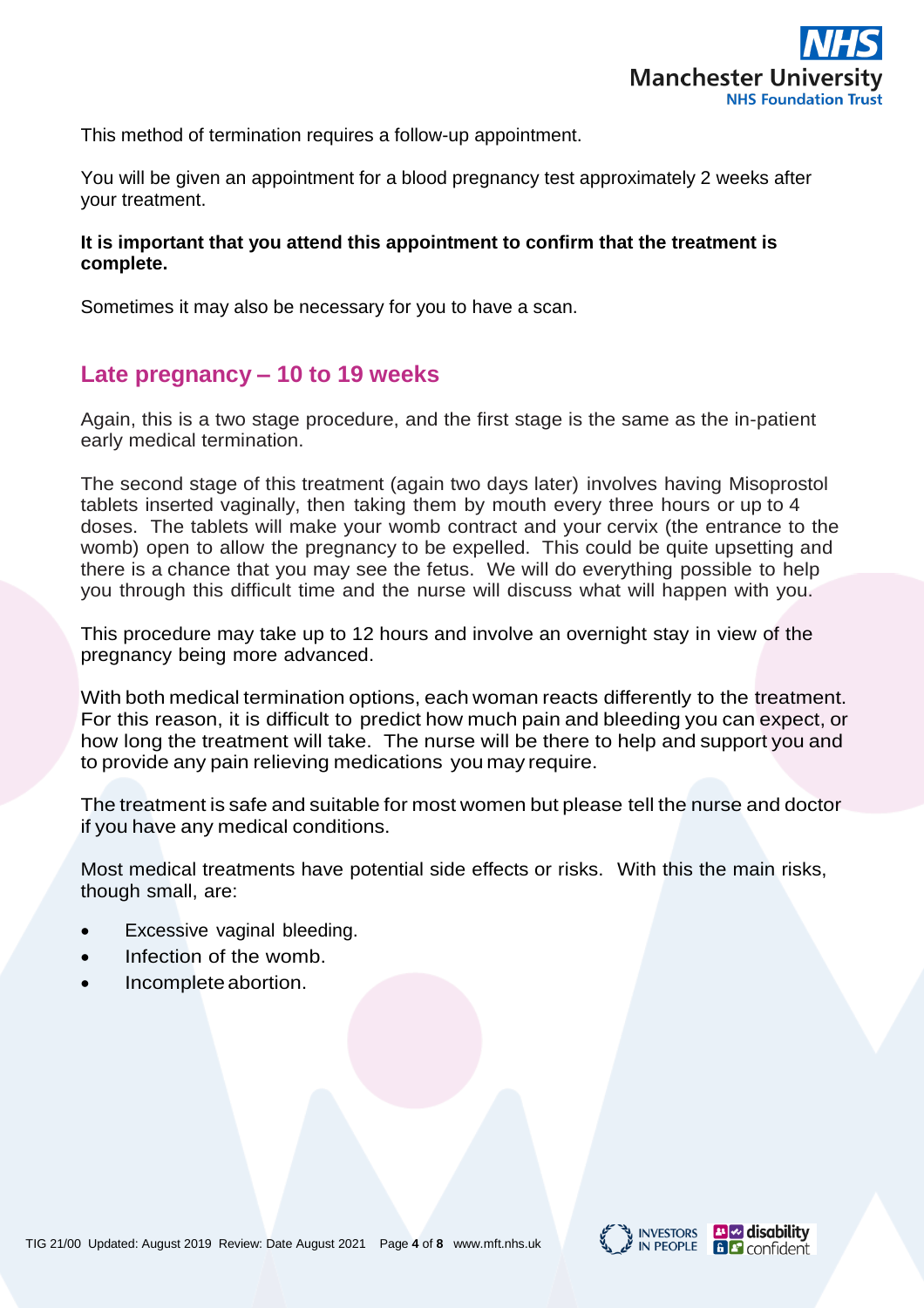This method of termination requires a follow-up appointment.

You will be given an appointment for a blood pregnancy test approximately 2 weeks after your treatment.

**It is important that you attend this appointment to confirm that the treatment is complete.**

Sometimes it may also be necessary for you to have a scan.

## Late pregnancy – 10 to 19 weeks

Again, this is a two stage procedure, and the first stage is the same as the in-patient early medical termination.

The second stage of this treatment (again two days later) involves having Misoprostol tablets inserted vaginally, then taking them by mouth every three hours or up to 4 doses. The tablets will make your womb contract and your cervix (the entrance to the womb) open to allow the pregnancy to be expelled. This could be quite upsetting and there is a chance that you may see the fetus. We will do everything possible to help you through this difficult time and the nurse will discuss what will happen with you.

This procedure may take up to 12 hours and involve an overnight stay in view of the pregnancy being more advanced.

With both medical termination options, each woman reacts differently to the treatment. For this reason, it is difficult to predict how much pain and bleeding you can expect, or how long the treatment will take. The nurse will be there to help and support you and to provide any pain relieving medications you may require.

The treatment is safe and suitable for most women but please tell the nurse and doctor if you have any medical conditions.

Most medical treatments have potential side effects or risks. With this the main risks, though small, are:

- Excessive vaginal bleeding.
- Infection of the womb.
- Incomplete abortion.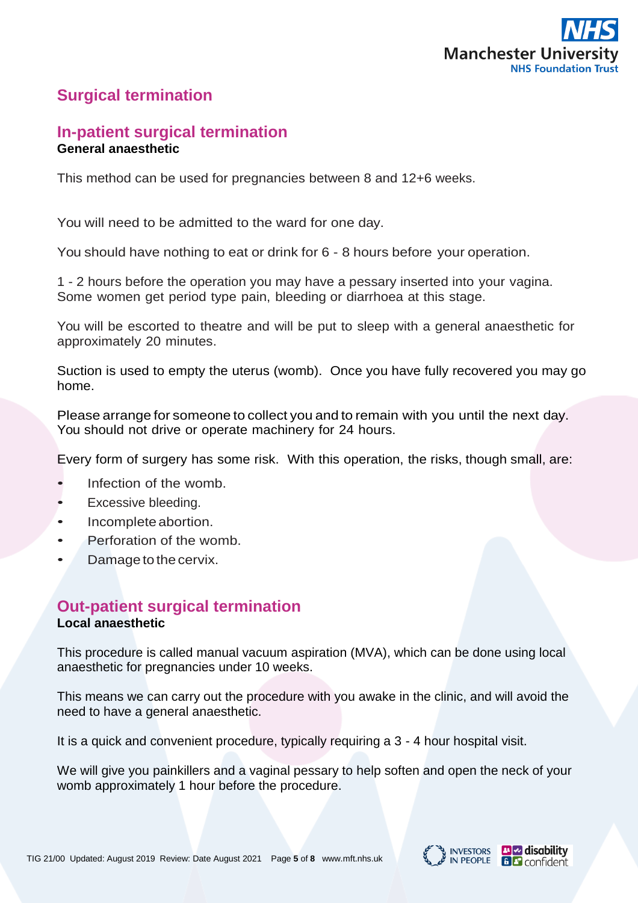## Surgical termination

### In-patient surgical termination

**General anaesthetic**

This method can be used for pregnancies between 8 and 12+6 weeks.

You will need to be admitted to the ward for one day.

You should have nothing to eat or drink for 6 - 8 hours before your operation.

1 - 2 hours before the operation you may have a pessary inserted into your vagina. Some women get period type pain, bleeding or diarrhoea at this stage.

You will be escorted to theatre and will be put to sleep with a general anaesthetic for approximately 20 minutes.

Suction is used to empty the uterus (womb). Once you have fully recovered you may go home.

Please arrange for someone to collect you and to remain with you until the next day. You should not drive or operate machinery for 24 hours.

Every form of surgery has some risk. With this operation, the risks, though small, are:

- Infection of the womb.
- Excessive bleeding.
- Incomplete abortion.
- Perforation of the womb.
- Damage to the cervix.

### Out-patient surgical termination

**Local anaesthetic**

This procedure is called manual vacuum aspiration (MVA), which can be done using local anaesthetic for pregnancies under 10 weeks.

This means we can carry out the procedure with you awake in the clinic, and will avoid the need to have a general anaesthetic.

It is a quick and convenient procedure, typically requiring a 3 - 4 hour hospital visit.

We will give you painkillers and a vaginal pessary to help soften and open the neck of your womb approximately 1 hour before the procedure.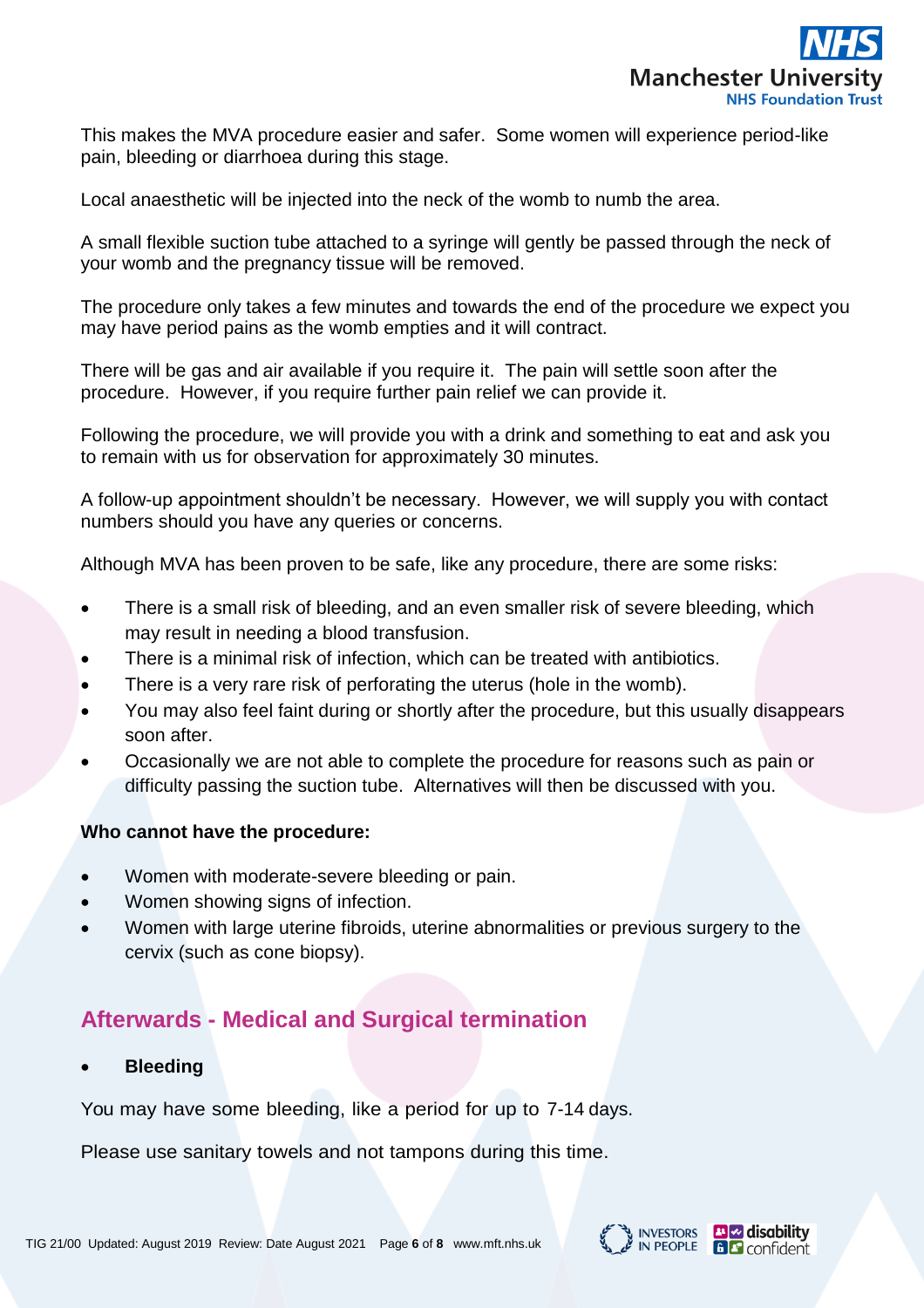This makes the MVA procedure easier and safer. Some women will experience period-like pain, bleeding or diarrhoea during this stage.

Local anaesthetic will be injected into the neck of the womb to numb the area.

A small flexible suction tube attached to a syringe will gently be passed through the neck of your womb and the pregnancy tissue will be removed.

The procedure only takes a few minutes and towards the end of the procedure we expect you may have period pains as the womb empties and it will contract.

There will be gas and air available if you require it. The pain will settle soon after the procedure. However, if you require further pain relief we can provide it.

Following the procedure, we will provide you with a drink and something to eat and ask you to remain with us for observation for approximately 30 minutes.

A follow-up appointment shouldn't be necessary. However, we will supply you with contact numbers should you have any queries or concerns.

Although MVA has been proven to be safe, like any procedure, there are some risks:

- There is a small risk of bleeding, and an even smaller risk of severe bleeding, which may result in needing a blood transfusion.
- There is a minimal risk of infection, which can be treated with antibiotics.
- There is a very rare risk of perforating the uterus (hole in the womb).
- You may also feel faint during or shortly after the procedure, but this usually disappears soon after.
- Occasionally we are not able to complete the procedure for reasons such as pain or difficulty passing the suction tube. Alternatives will then be discussed with you.

**Who cannot have the procedure:**

- Women with moderate-severe bleeding or pain.
- Women showing signs of infection.
- Women with large uterine fibroids, uterine abnormalities or previous surgery to the cervix (such as cone biopsy).

## Afterwards - Medical and Surgical termination

- **Bleeding**

You may have some bleeding, like a period for up to 7-14 days.

Please use sanitary towels and not tampons during this time.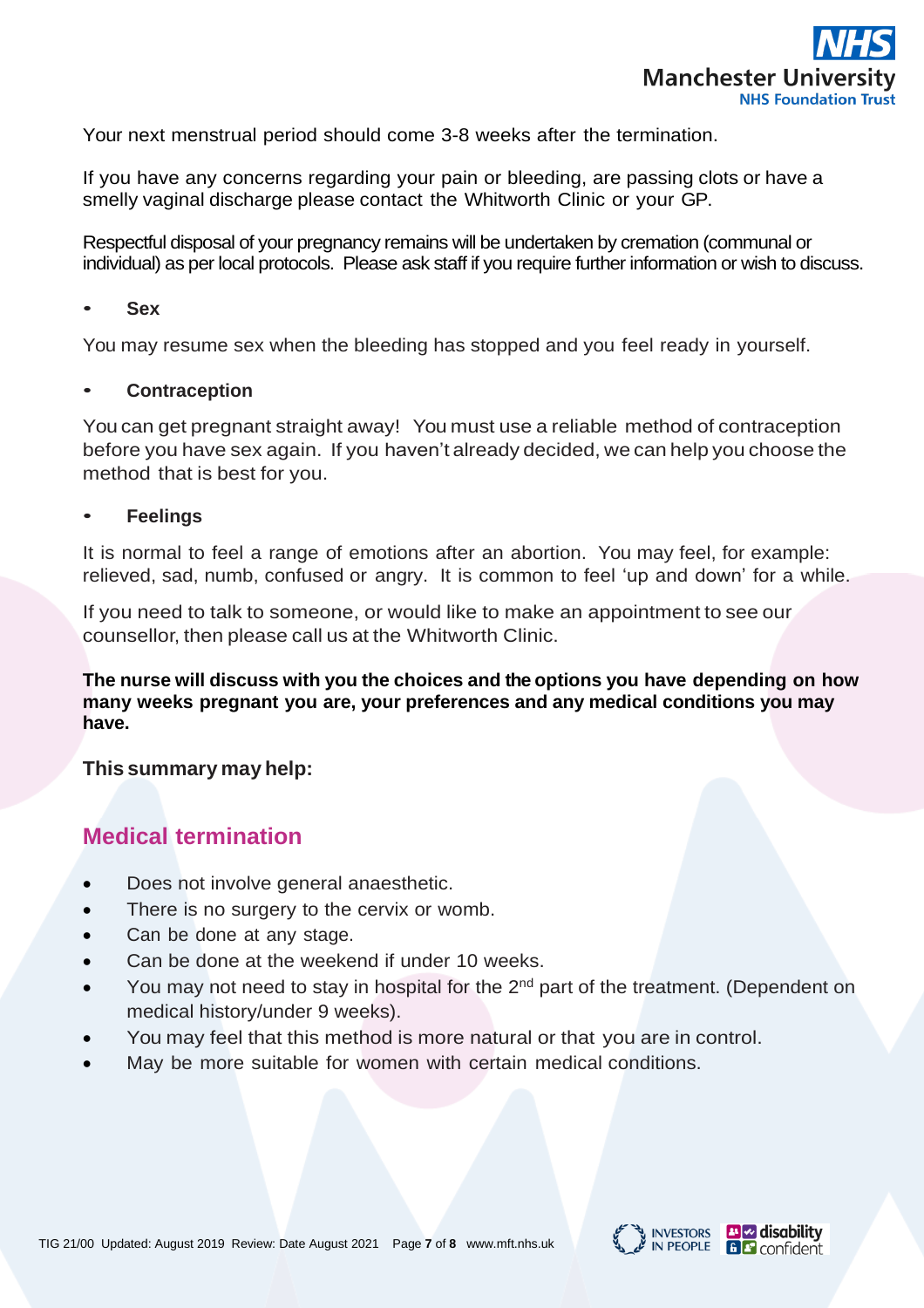Your next menstrual period should come 3-8 weeks after the termination.

If you have any concerns regarding your pain or bleeding, are passing clots or have a smelly vaginal discharge please contact the Whitworth Clinic or your GP.

Respectful disposal of your pregnancy remains will be undertaken by cremation (communal or individual) as per local protocols. Please ask staff if you require further information or wish to discuss.

- **Sex**

You may resume sex when the bleeding has stopped and you feel ready in yourself.

- **Contraception**

You can get pregnant straight away! You must use a reliable method of contraception before you have sex again. If you haven't already decided, we can help you choose the method that is best for you.

- **Feelings**

It is normal to feel a range of emotions after an abortion. You may feel, for example: relieved, sad, numb, confused or angry. It is common to feel 'up and down' for a while.

If you need to talk to someone, or would like to make an appointment to see our counsellor, then please call us at the Whitworth Clinic.

**The nurse will discuss with you the choices and the options you have depending on how many weeks pregnant you are, your preferences and any medical conditions you may have.**

**This summary may help:**

## Medical termination

- Does not involve general anaesthetic.
- There is no surgery to the cervix or womb.
- Can be done at any stage.
- Can be done at the weekend if under 10 weeks.
- You may not need to stay in hospital for the 2nd part of the treatment. (Dependent on medical history/under 9 weeks).
- You may feel that this method is more natural or that you are in control.
- May be more suitable for women with certain medical conditions.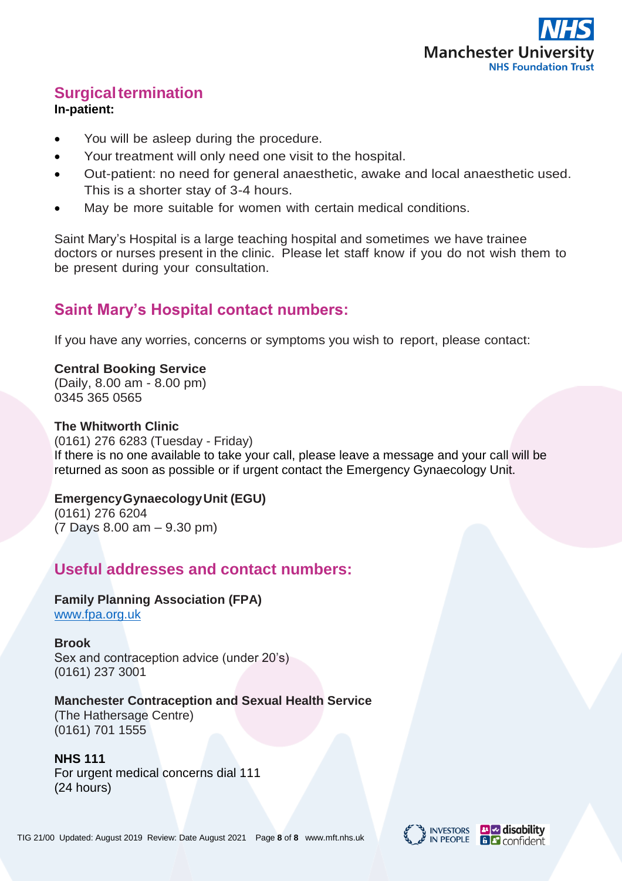## Surgical termination

**In-patient:**

- You will be asleep during the procedure.
- Your treatment will only need one visit to the hospital.
- Out-patient: no need for general anaesthetic, awake and local anaesthetic used. This is a shorter stay of 3-4 hours.
- May be more suitable for women with certain medical conditions.

Saint Mary's Hospital is a large teaching hospital and sometimes we have trainee doctors or nurses present in the clinic. Please let staff know if you do not wish them to be present during your consultation.

## Saint Mary's Hospital contact numbers:

If you have any worries, concerns or symptoms you wish to report, please contact:

**Central Booking Service**
(Daily, 8.00 am - 8.00 pm)
0345 365 0565

**The Whitworth Clinic**
(0161) 276 6283 (Tuesday - Friday)
If there is no one available to take your call, please leave a message and your call will be returned as soon as possible or if urgent contact the Emergency Gynaecology Unit.

**Emergency Gynaecology Unit (EGU)**
(0161) 276 6204
(7 Days 8.00 am – 9.30 pm)

## Useful addresses and contact numbers:

**Family Planning Association (FPA)**
www.fpa.org.uk

**Brook**
Sex and contraception advice (under 20's)
(0161) 237 3001

**Manchester Contraception and Sexual Health Service**
(The Hathersage Centre)
(0161) 701 1555

**NHS 111**
For urgent medical concerns dial 111
(24 hours)

TIG 21/00 Updated: August 2019 Review: Date August 2021